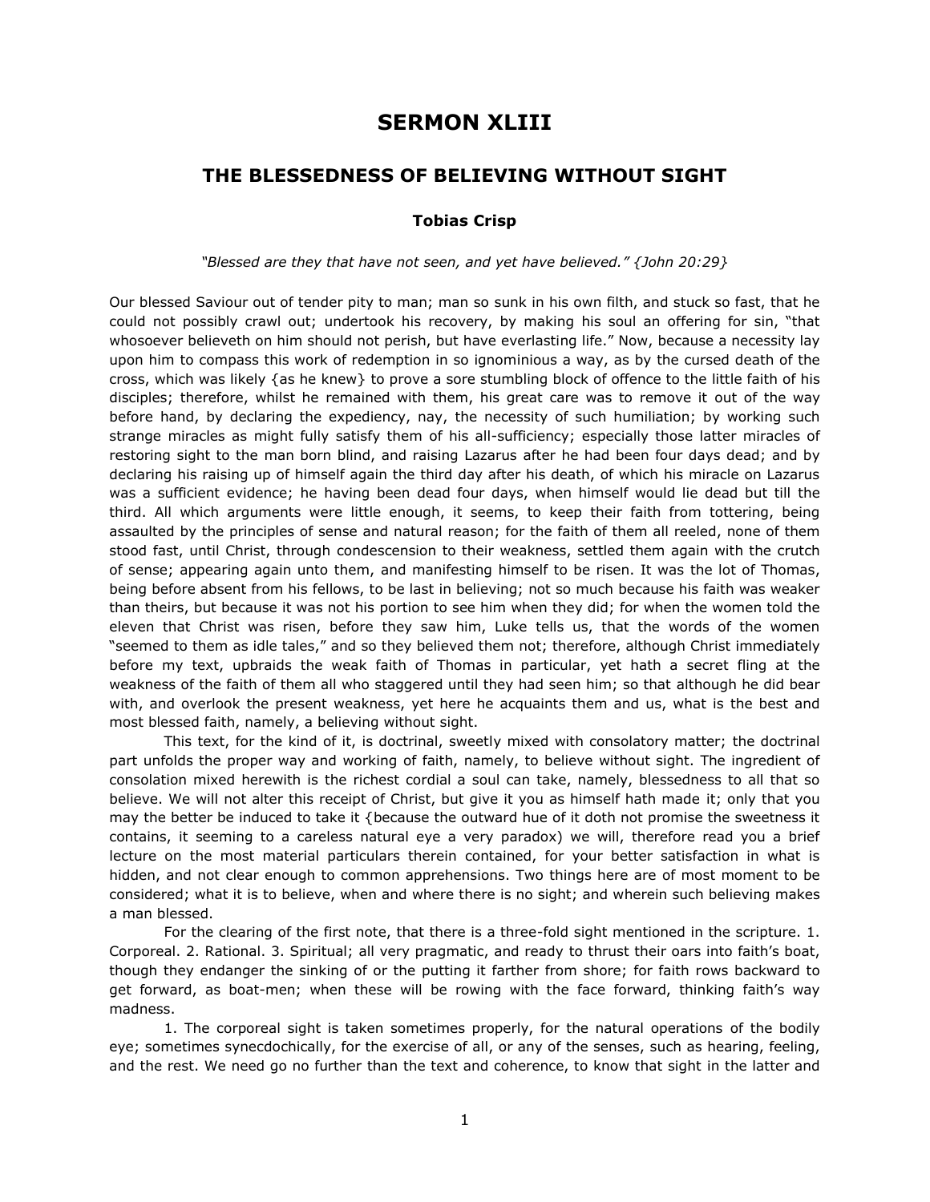# SERMON XLIII

## THE BLESSEDNESS OF BELIEVING WITHOUT SIGHT

### Tobias Crisp

*"Blessed are they that have not seen, and yet have believed." {John 20:29}*

Our blessed Saviour out of tender pity to man; man so sunk in his own filth, and stuck so fast, that he could not possibly crawl out; undertook his recovery, by making his soul an offering for sin, "that whosoever believeth on him should not perish, but have everlasting life." Now, because a necessity lay upon him to compass this work of redemption in so ignominious a way, as by the cursed death of the cross, which was likely {as he knew} to prove a sore stumbling block of offence to the little faith of his disciples; therefore, whilst he remained with them, his great care was to remove it out of the way before hand, by declaring the expediency, nay, the necessity of such humiliation; by working such strange miracles as might fully satisfy them of his all-sufficiency; especially those latter miracles of restoring sight to the man born blind, and raising Lazarus after he had been four days dead; and by declaring his raising up of himself again the third day after his death, of which his miracle on Lazarus was a sufficient evidence; he having been dead four days, when himself would lie dead but till the third. All which arguments were little enough, it seems, to keep their faith from tottering, being assaulted by the principles of sense and natural reason; for the faith of them all reeled, none of them stood fast, until Christ, through condescension to their weakness, settled them again with the crutch of sense; appearing again unto them, and manifesting himself to be risen. It was the lot of Thomas, being before absent from his fellows, to be last in believing; not so much because his faith was weaker than theirs, but because it was not his portion to see him when they did; for when the women told the eleven that Christ was risen, before they saw him, Luke tells us, that the words of the women "seemed to them as idle tales," and so they believed them not; therefore, although Christ immediately before my text, upbraids the weak faith of Thomas in particular, yet hath a secret fling at the weakness of the faith of them all who staggered until they had seen him; so that although he did bear with, and overlook the present weakness, yet here he acquaints them and us, what is the best and most blessed faith, namely, a believing without sight.

This text, for the kind of it, is doctrinal, sweetly mixed with consolatory matter; the doctrinal part unfolds the proper way and working of faith, namely, to believe without sight. The ingredient of consolation mixed herewith is the richest cordial a soul can take, namely, blessedness to all that so believe. We will not alter this receipt of Christ, but give it you as himself hath made it; only that you may the better be induced to take it {because the outward hue of it doth not promise the sweetness it contains, it seeming to a careless natural eye a very paradox) we will, therefore read you a brief lecture on the most material particulars therein contained, for your better satisfaction in what is hidden, and not clear enough to common apprehensions. Two things here are of most moment to be considered; what it is to believe, when and where there is no sight; and wherein such believing makes a man blessed.

For the clearing of the first note, that there is a three-fold sight mentioned in the scripture. 1. Corporeal. 2. Rational. 3. Spiritual; all very pragmatic, and ready to thrust their oars into faith's boat, though they endanger the sinking of or the putting it farther from shore; for faith rows backward to get forward, as boat-men; when these will be rowing with the face forward, thinking faith's way madness.

1. The corporeal sight is taken sometimes properly, for the natural operations of the bodily eye; sometimes synecdochically, for the exercise of all, or any of the senses, such as hearing, feeling, and the rest. We need go no further than the text and coherence, to know that sight in the latter and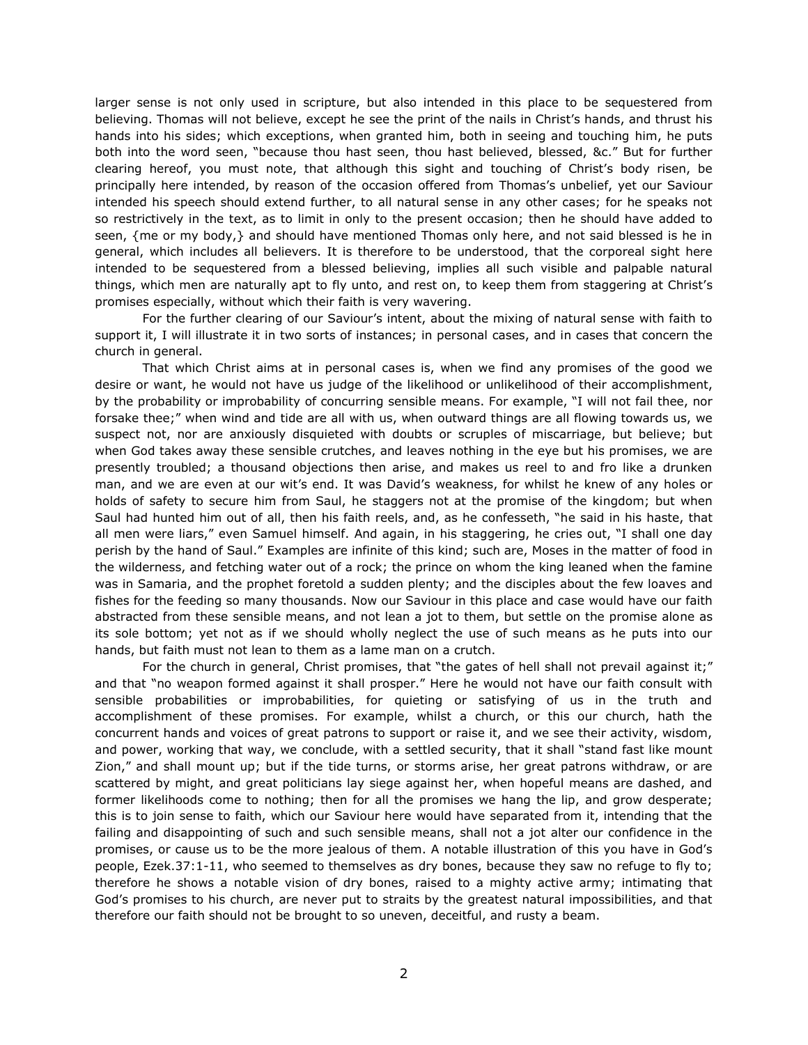larger sense is not only used in scripture, but also intended in this place to be sequestered from believing. Thomas will not believe, except he see the print of the nails in Christ's hands, and thrust his hands into his sides; which exceptions, when granted him, both in seeing and touching him, he puts both into the word seen, "because thou hast seen, thou hast believed, blessed, &c." But for further clearing hereof, you must note, that although this sight and touching of Christ's body risen, be principally here intended, by reason of the occasion offered from Thomas's unbelief, yet our Saviour intended his speech should extend further, to all natural sense in any other cases; for he speaks not so restrictively in the text, as to limit in only to the present occasion; then he should have added to seen, {me or my body,} and should have mentioned Thomas only here, and not said blessed is he in general, which includes all believers. It is therefore to be understood, that the corporeal sight here intended to be sequestered from a blessed believing, implies all such visible and palpable natural things, which men are naturally apt to fly unto, and rest on, to keep them from staggering at Christ's promises especially, without which their faith is very wavering.

For the further clearing of our Saviour's intent, about the mixing of natural sense with faith to support it, I will illustrate it in two sorts of instances; in personal cases, and in cases that concern the church in general.

That which Christ aims at in personal cases is, when we find any promises of the good we desire or want, he would not have us judge of the likelihood or unlikelihood of their accomplishment, by the probability or improbability of concurring sensible means. For example, "I will not fail thee, nor forsake thee;" when wind and tide are all with us, when outward things are all flowing towards us, we suspect not, nor are anxiously disquieted with doubts or scruples of miscarriage, but believe; but when God takes away these sensible crutches, and leaves nothing in the eye but his promises, we are presently troubled; a thousand objections then arise, and makes us reel to and fro like a drunken man, and we are even at our wit's end. It was David's weakness, for whilst he knew of any holes or holds of safety to secure him from Saul, he staggers not at the promise of the kingdom; but when Saul had hunted him out of all, then his faith reels, and, as he confesseth, "he said in his haste, that all men were liars," even Samuel himself. And again, in his staggering, he cries out, "I shall one day perish by the hand of Saul." Examples are infinite of this kind; such are, Moses in the matter of food in the wilderness, and fetching water out of a rock; the prince on whom the king leaned when the famine was in Samaria, and the prophet foretold a sudden plenty; and the disciples about the few loaves and fishes for the feeding so many thousands. Now our Saviour in this place and case would have our faith abstracted from these sensible means, and not lean a jot to them, but settle on the promise alone as its sole bottom; yet not as if we should wholly neglect the use of such means as he puts into our hands, but faith must not lean to them as a lame man on a crutch.

For the church in general, Christ promises, that "the gates of hell shall not prevail against it;" and that "no weapon formed against it shall prosper." Here he would not have our faith consult with sensible probabilities or improbabilities, for quieting or satisfying of us in the truth and accomplishment of these promises. For example, whilst a church, or this our church, hath the concurrent hands and voices of great patrons to support or raise it, and we see their activity, wisdom, and power, working that way, we conclude, with a settled security, that it shall "stand fast like mount Zion," and shall mount up; but if the tide turns, or storms arise, her great patrons withdraw, or are scattered by might, and great politicians lay siege against her, when hopeful means are dashed, and former likelihoods come to nothing; then for all the promises we hang the lip, and grow desperate; this is to join sense to faith, which our Saviour here would have separated from it, intending that the failing and disappointing of such and such sensible means, shall not a jot alter our confidence in the promises, or cause us to be the more jealous of them. A notable illustration of this you have in God's people, Ezek.37:1-11, who seemed to themselves as dry bones, because they saw no refuge to fly to; therefore he shows a notable vision of dry bones, raised to a mighty active army; intimating that God's promises to his church, are never put to straits by the greatest natural impossibilities, and that therefore our faith should not be brought to so uneven, deceitful, and rusty a beam.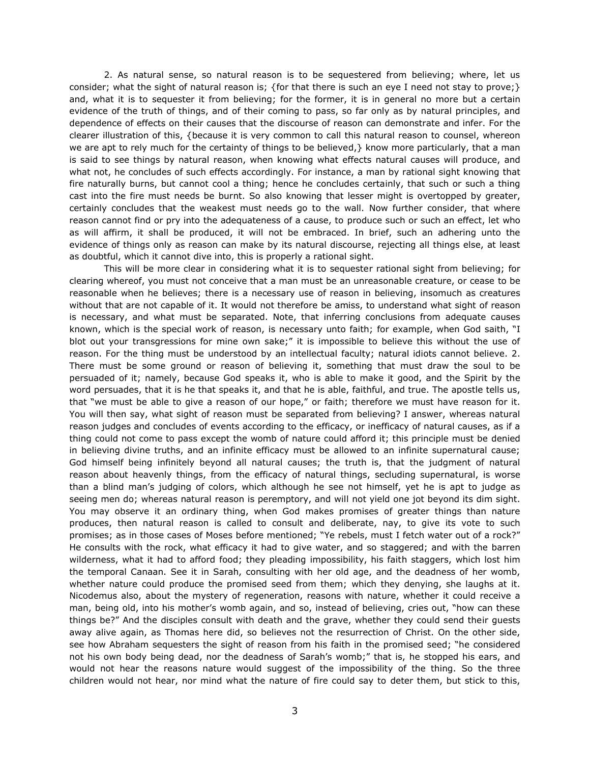2. As natural sense, so natural reason is to be sequestered from believing; where, let us consider; what the sight of natural reason is; {for that there is such an eye I need not stay to prove;} and, what it is to sequester it from believing; for the former, it is in general no more but a certain evidence of the truth of things, and of their coming to pass, so far only as by natural principles, and dependence of effects on their causes that the discourse of reason can demonstrate and infer. For the clearer illustration of this, {because it is very common to call this natural reason to counsel, whereon we are apt to rely much for the certainty of things to be believed,} know more particularly, that a man is said to see things by natural reason, when knowing what effects natural causes will produce, and what not, he concludes of such effects accordingly. For instance, a man by rational sight knowing that fire naturally burns, but cannot cool a thing; hence he concludes certainly, that such or such a thing cast into the fire must needs be burnt. So also knowing that lesser might is overtopped by greater, certainly concludes that the weakest must needs go to the wall. Now further consider, that where reason cannot find or pry into the adequateness of a cause, to produce such or such an effect, let who as will affirm, it shall be produced, it will not be embraced. In brief, such an adhering unto the evidence of things only as reason can make by its natural discourse, rejecting all things else, at least as doubtful, which it cannot dive into, this is properly a rational sight.

This will be more clear in considering what it is to sequester rational sight from believing; for clearing whereof, you must not conceive that a man must be an unreasonable creature, or cease to be reasonable when he believes; there is a necessary use of reason in believing, insomuch as creatures without that are not capable of it. It would not therefore be amiss, to understand what sight of reason is necessary, and what must be separated. Note, that inferring conclusions from adequate causes known, which is the special work of reason, is necessary unto faith; for example, when God saith, "I blot out your transgressions for mine own sake;" it is impossible to believe this without the use of reason. For the thing must be understood by an intellectual faculty; natural idiots cannot believe. 2. There must be some ground or reason of believing it, something that must draw the soul to be persuaded of it; namely, because God speaks it, who is able to make it good, and the Spirit by the word persuades, that it is he that speaks it, and that he is able, faithful, and true. The apostle tells us, that "we must be able to give a reason of our hope," or faith; therefore we must have reason for it. You will then say, what sight of reason must be separated from believing? I answer, whereas natural reason judges and concludes of events according to the efficacy, or inefficacy of natural causes, as if a thing could not come to pass except the womb of nature could afford it; this principle must be denied in believing divine truths, and an infinite efficacy must be allowed to an infinite supernatural cause; God himself being infinitely beyond all natural causes; the truth is, that the judgment of natural reason about heavenly things, from the efficacy of natural things, secluding supernatural, is worse than a blind man's judging of colors, which although he see not himself, yet he is apt to judge as seeing men do; whereas natural reason is peremptory, and will not yield one jot beyond its dim sight. You may observe it an ordinary thing, when God makes promises of greater things than nature produces, then natural reason is called to consult and deliberate, nay, to give its vote to such promises; as in those cases of Moses before mentioned; "Ye rebels, must I fetch water out of a rock?" He consults with the rock, what efficacy it had to give water, and so staggered; and with the barren wilderness, what it had to afford food; they pleading impossibility, his faith staggers, which lost him the temporal Canaan. See it in Sarah, consulting with her old age, and the deadness of her womb, whether nature could produce the promised seed from them; which they denying, she laughs at it. Nicodemus also, about the mystery of regeneration, reasons with nature, whether it could receive a man, being old, into his mother's womb again, and so, instead of believing, cries out, "how can these things be?" And the disciples consult with death and the grave, whether they could send their guests away alive again, as Thomas here did, so believes not the resurrection of Christ. On the other side, see how Abraham sequesters the sight of reason from his faith in the promised seed; "he considered not his own body being dead, nor the deadness of Sarah's womb;" that is, he stopped his ears, and would not hear the reasons nature would suggest of the impossibility of the thing. So the three children would not hear, nor mind what the nature of fire could say to deter them, but stick to this,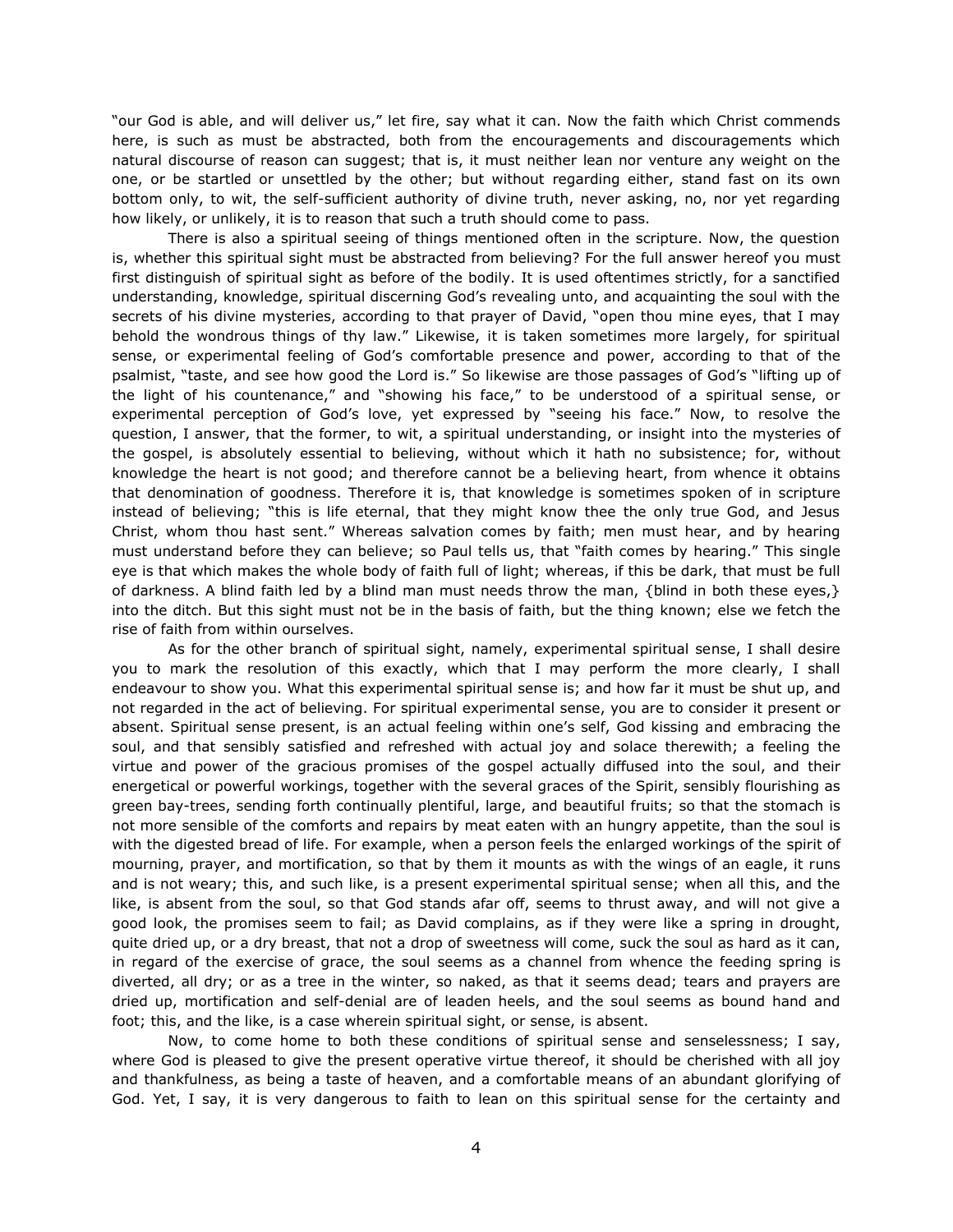"our God is able, and will deliver us," let fire, say what it can. Now the faith which Christ commends here, is such as must be abstracted, both from the encouragements and discouragements which natural discourse of reason can suggest; that is, it must neither lean nor venture any weight on the one, or be startled or unsettled by the other; but without regarding either, stand fast on its own bottom only, to wit, the self-sufficient authority of divine truth, never asking, no, nor yet regarding how likely, or unlikely, it is to reason that such a truth should come to pass.

There is also a spiritual seeing of things mentioned often in the scripture. Now, the question is, whether this spiritual sight must be abstracted from believing? For the full answer hereof you must first distinguish of spiritual sight as before of the bodily. It is used oftentimes strictly, for a sanctified understanding, knowledge, spiritual discerning God's revealing unto, and acquainting the soul with the secrets of his divine mysteries, according to that prayer of David, "open thou mine eyes, that I may behold the wondrous things of thy law." Likewise, it is taken sometimes more largely, for spiritual sense, or experimental feeling of God's comfortable presence and power, according to that of the psalmist, "taste, and see how good the Lord is." So likewise are those passages of God's "lifting up of the light of his countenance," and "showing his face," to be understood of a spiritual sense, or experimental perception of God's love, yet expressed by "seeing his face." Now, to resolve the question, I answer, that the former, to wit, a spiritual understanding, or insight into the mysteries of the gospel, is absolutely essential to believing, without which it hath no subsistence; for, without knowledge the heart is not good; and therefore cannot be a believing heart, from whence it obtains that denomination of goodness. Therefore it is, that knowledge is sometimes spoken of in scripture instead of believing; "this is life eternal, that they might know thee the only true God, and Jesus Christ, whom thou hast sent." Whereas salvation comes by faith; men must hear, and by hearing must understand before they can believe; so Paul tells us, that "faith comes by hearing." This single eye is that which makes the whole body of faith full of light; whereas, if this be dark, that must be full of darkness. A blind faith led by a blind man must needs throw the man, {blind in both these eyes,} into the ditch. But this sight must not be in the basis of faith, but the thing known; else we fetch the rise of faith from within ourselves.

As for the other branch of spiritual sight, namely, experimental spiritual sense, I shall desire you to mark the resolution of this exactly, which that I may perform the more clearly, I shall endeavour to show you. What this experimental spiritual sense is; and how far it must be shut up, and not regarded in the act of believing. For spiritual experimental sense, you are to consider it present or absent. Spiritual sense present, is an actual feeling within one's self, God kissing and embracing the soul, and that sensibly satisfied and refreshed with actual joy and solace therewith; a feeling the virtue and power of the gracious promises of the gospel actually diffused into the soul, and their energetical or powerful workings, together with the several graces of the Spirit, sensibly flourishing as green bay-trees, sending forth continually plentiful, large, and beautiful fruits; so that the stomach is not more sensible of the comforts and repairs by meat eaten with an hungry appetite, than the soul is with the digested bread of life. For example, when a person feels the enlarged workings of the spirit of mourning, prayer, and mortification, so that by them it mounts as with the wings of an eagle, it runs and is not weary; this, and such like, is a present experimental spiritual sense; when all this, and the like, is absent from the soul, so that God stands afar off, seems to thrust away, and will not give a good look, the promises seem to fail; as David complains, as if they were like a spring in drought, quite dried up, or a dry breast, that not a drop of sweetness will come, suck the soul as hard as it can, in regard of the exercise of grace, the soul seems as a channel from whence the feeding spring is diverted, all dry; or as a tree in the winter, so naked, as that it seems dead; tears and prayers are dried up, mortification and self-denial are of leaden heels, and the soul seems as bound hand and foot; this, and the like, is a case wherein spiritual sight, or sense, is absent.

Now, to come home to both these conditions of spiritual sense and senselessness; I say, where God is pleased to give the present operative virtue thereof, it should be cherished with all joy and thankfulness, as being a taste of heaven, and a comfortable means of an abundant glorifying of God. Yet, I say, it is very dangerous to faith to lean on this spiritual sense for the certainty and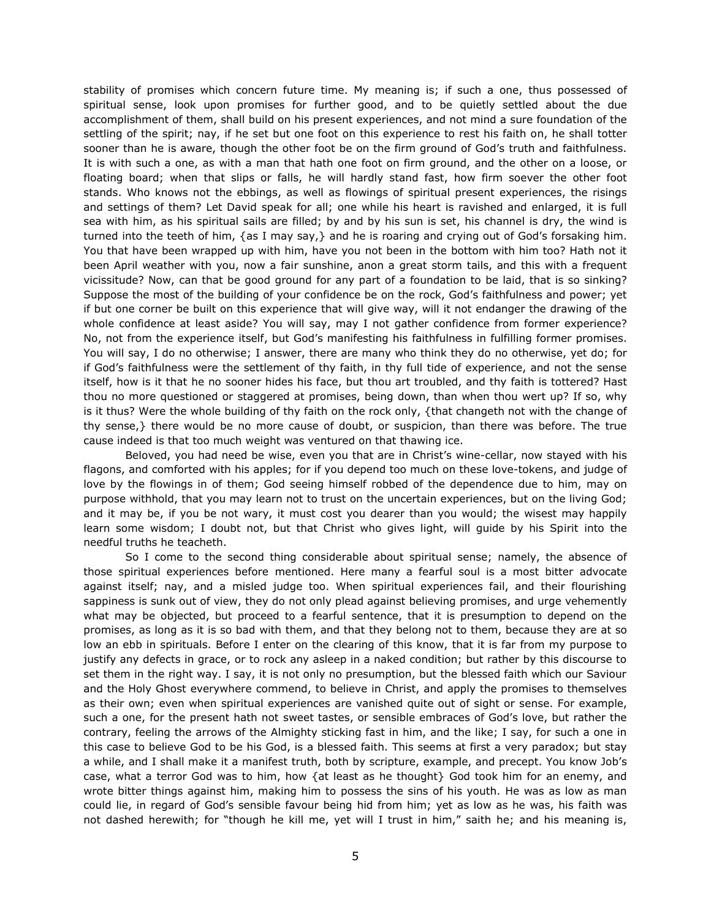stability of promises which concern future time. My meaning is; if such a one, thus possessed of spiritual sense, look upon promises for further good, and to be quietly settled about the due accomplishment of them, shall build on his present experiences, and not mind a sure foundation of the settling of the spirit; nay, if he set but one foot on this experience to rest his faith on, he shall totter sooner than he is aware, though the other foot be on the firm ground of God's truth and faithfulness. It is with such a one, as with a man that hath one foot on firm ground, and the other on a loose, or floating board; when that slips or falls, he will hardly stand fast, how firm soever the other foot stands. Who knows not the ebbings, as well as flowings of spiritual present experiences, the risings and settings of them? Let David speak for all; one while his heart is ravished and enlarged, it is full sea with him, as his spiritual sails are filled; by and by his sun is set, his channel is dry, the wind is turned into the teeth of him, {as I may say,} and he is roaring and crying out of God's forsaking him. You that have been wrapped up with him, have you not been in the bottom with him too? Hath not it been April weather with you, now a fair sunshine, anon a great storm tails, and this with a frequent vicissitude? Now, can that be good ground for any part of a foundation to be laid, that is so sinking? Suppose the most of the building of your confidence be on the rock, God's faithfulness and power; yet if but one corner be built on this experience that will give way, will it not endanger the drawing of the whole confidence at least aside? You will say, may I not gather confidence from former experience? No, not from the experience itself, but God's manifesting his faithfulness in fulfilling former promises. You will say, I do no otherwise; I answer, there are many who think they do no otherwise, yet do; for if God's faithfulness were the settlement of thy faith, in thy full tide of experience, and not the sense itself, how is it that he no sooner hides his face, but thou art troubled, and thy faith is tottered? Hast thou no more questioned or staggered at promises, being down, than when thou wert up? If so, why is it thus? Were the whole building of thy faith on the rock only, {that changeth not with the change of thy sense,} there would be no more cause of doubt, or suspicion, than there was before. The true cause indeed is that too much weight was ventured on that thawing ice.

Beloved, you had need be wise, even you that are in Christ's wine-cellar, now stayed with his flagons, and comforted with his apples; for if you depend too much on these love-tokens, and judge of love by the flowings in of them; God seeing himself robbed of the dependence due to him, may on purpose withhold, that you may learn not to trust on the uncertain experiences, but on the living God; and it may be, if you be not wary, it must cost you dearer than you would; the wisest may happily learn some wisdom; I doubt not, but that Christ who gives light, will guide by his Spirit into the needful truths he teacheth.

So I come to the second thing considerable about spiritual sense; namely, the absence of those spiritual experiences before mentioned. Here many a fearful soul is a most bitter advocate against itself; nay, and a misled judge too. When spiritual experiences fail, and their flourishing sappiness is sunk out of view, they do not only plead against believing promises, and urge vehemently what may be objected, but proceed to a fearful sentence, that it is presumption to depend on the promises, as long as it is so bad with them, and that they belong not to them, because they are at so low an ebb in spirituals. Before I enter on the clearing of this know, that it is far from my purpose to justify any defects in grace, or to rock any asleep in a naked condition; but rather by this discourse to set them in the right way. I say, it is not only no presumption, but the blessed faith which our Saviour and the Holy Ghost everywhere commend, to believe in Christ, and apply the promises to themselves as their own; even when spiritual experiences are vanished quite out of sight or sense. For example, such a one, for the present hath not sweet tastes, or sensible embraces of God's love, but rather the contrary, feeling the arrows of the Almighty sticking fast in him, and the like; I say, for such a one in this case to believe God to be his God, is a blessed faith. This seems at first a very paradox; but stay a while, and I shall make it a manifest truth, both by scripture, example, and precept. You know Job's case, what a terror God was to him, how {at least as he thought} God took him for an enemy, and wrote bitter things against him, making him to possess the sins of his youth. He was as low as man could lie, in regard of God's sensible favour being hid from him; yet as low as he was, his faith was not dashed herewith; for "though he kill me, yet will I trust in him," saith he; and his meaning is,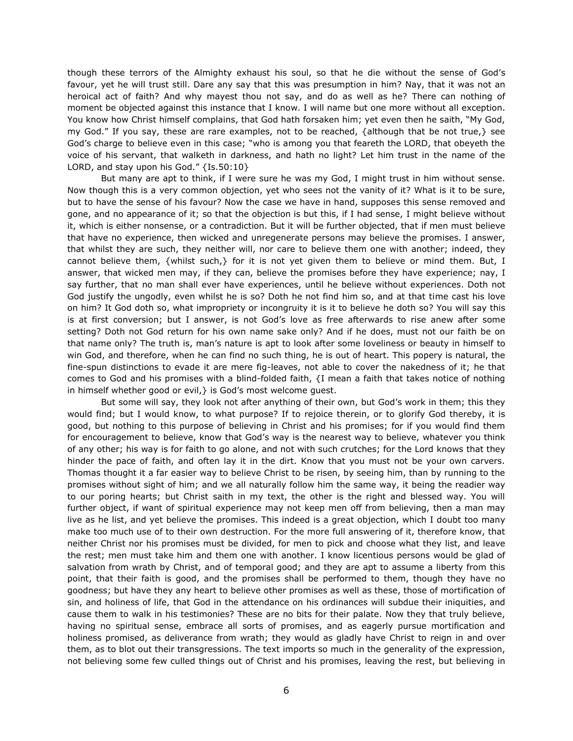though these terrors of the Almighty exhaust his soul, so that he die without the sense of God's favour, yet he will trust still. Dare any say that this was presumption in him? Nay, that it was not an heroical act of faith? And why mayest thou not say, and do as well as he? There can nothing of moment be objected against this instance that I know. I will name but one more without all exception. You know how Christ himself complains, that God hath forsaken him; yet even then he saith, "My God, my God." If you say, these are rare examples, not to be reached, {although that be not true,} see God's charge to believe even in this case; "who is among you that feareth the LORD, that obeyeth the voice of his servant, that walketh in darkness, and hath no light? Let him trust in the name of the LORD, and stay upon his God." {Is.50:10}

But many are apt to think, if I were sure he was my God, I might trust in him without sense. Now though this is a very common objection, yet who sees not the vanity of it? What is it to be sure, but to have the sense of his favour? Now the case we have in hand, supposes this sense removed and gone, and no appearance of it; so that the objection is but this, if I had sense, I might believe without it, which is either nonsense, or a contradiction. But it will be further objected, that if men must believe that have no experience, then wicked and unregenerate persons may believe the promises. I answer, that whilst they are such, they neither will, nor care to believe them one with another; indeed, they cannot believe them, {whilst such,} for it is not yet given them to believe or mind them. But, I answer, that wicked men may, if they can, believe the promises before they have experience; nay, I say further, that no man shall ever have experiences, until he believe without experiences. Doth not God justify the ungodly, even whilst he is so? Doth he not find him so, and at that time cast his love on him? It God doth so, what impropriety or incongruity it is it to believe he doth so? You will say this is at first conversion; but I answer, is not God's love as free afterwards to rise anew after some setting? Doth not God return for his own name sake only? And if he does, must not our faith be on that name only? The truth is, man's nature is apt to look after some loveliness or beauty in himself to win God, and therefore, when he can find no such thing, he is out of heart. This popery is natural, the fine-spun distinctions to evade it are mere fig-leaves, not able to cover the nakedness of it; he that comes to God and his promises with a blind-folded faith, {I mean a faith that takes notice of nothing in himself whether good or evil,} is God's most welcome guest.

But some will say, they look not after anything of their own, but God's work in them; this they would find; but I would know, to what purpose? If to rejoice therein, or to glorify God thereby, it is good, but nothing to this purpose of believing in Christ and his promises; for if you would find them for encouragement to believe, know that God's way is the nearest way to believe, whatever you think of any other; his way is for faith to go alone, and not with such crutches; for the Lord knows that they hinder the pace of faith, and often lay it in the dirt. Know that you must not be your own carvers. Thomas thought it a far easier way to believe Christ to be risen, by seeing him, than by running to the promises without sight of him; and we all naturally follow him the same way, it being the readier way to our poring hearts; but Christ saith in my text, the other is the right and blessed way. You will further object, if want of spiritual experience may not keep men off from believing, then a man may live as he list, and yet believe the promises. This indeed is a great objection, which I doubt too many make too much use of to their own destruction. For the more full answering of it, therefore know, that neither Christ nor his promises must be divided, for men to pick and choose what they list, and leave the rest; men must take him and them one with another. I know licentious persons would be glad of salvation from wrath by Christ, and of temporal good; and they are apt to assume a liberty from this point, that their faith is good, and the promises shall be performed to them, though they have no goodness; but have they any heart to believe other promises as well as these, those of mortification of sin, and holiness of life, that God in the attendance on his ordinances will subdue their iniquities, and cause them to walk in his testimonies? These are no bits for their palate. Now they that truly believe, having no spiritual sense, embrace all sorts of promises, and as eagerly pursue mortification and holiness promised, as deliverance from wrath; they would as gladly have Christ to reign in and over them, as to blot out their transgressions. The text imports so much in the generality of the expression, not believing some few culled things out of Christ and his promises, leaving the rest, but believing in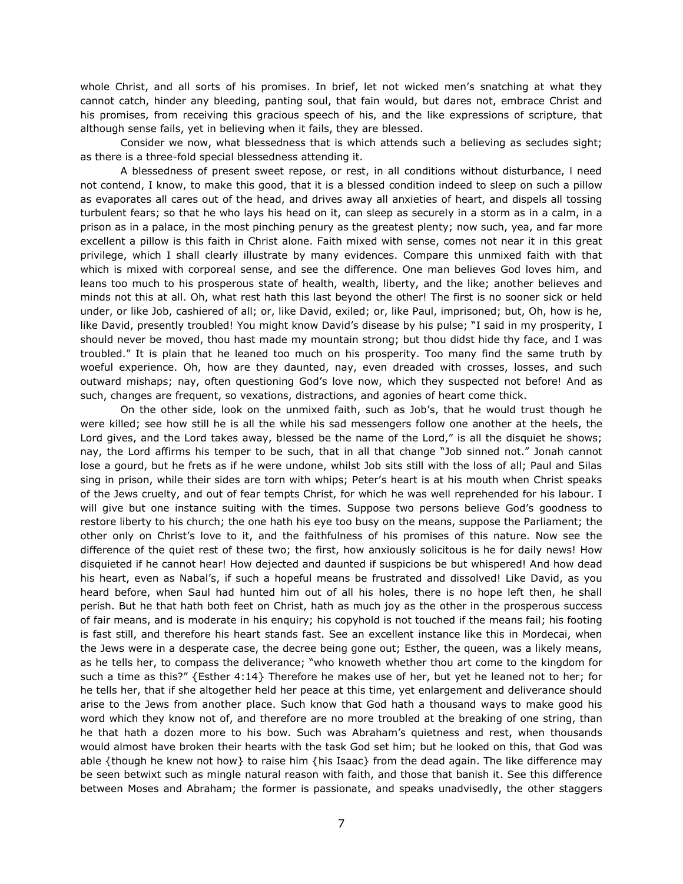whole Christ, and all sorts of his promises. In brief, let not wicked men's snatching at what they cannot catch, hinder any bleeding, panting soul, that fain would, but dares not, embrace Christ and his promises, from receiving this gracious speech of his, and the like expressions of scripture, that although sense fails, yet in believing when it fails, they are blessed.

Consider we now, what blessedness that is which attends such a believing as secludes sight; as there is a three-fold special blessedness attending it.

A blessedness of present sweet repose, or rest, in all conditions without disturbance, l need not contend, I know, to make this good, that it is a blessed condition indeed to sleep on such a pillow as evaporates all cares out of the head, and drives away all anxieties of heart, and dispels all tossing turbulent fears; so that he who lays his head on it, can sleep as securely in a storm as in a calm, in a prison as in a palace, in the most pinching penury as the greatest plenty; now such, yea, and far more excellent a pillow is this faith in Christ alone. Faith mixed with sense, comes not near it in this great privilege, which I shall clearly illustrate by many evidences. Compare this unmixed faith with that which is mixed with corporeal sense, and see the difference. One man believes God loves him, and leans too much to his prosperous state of health, wealth, liberty, and the like; another believes and minds not this at all. Oh, what rest hath this last beyond the other! The first is no sooner sick or held under, or like Job, cashiered of all; or, like David, exiled; or, like Paul, imprisoned; but, Oh, how is he, like David, presently troubled! You might know David's disease by his pulse; "I said in my prosperity, I should never be moved, thou hast made my mountain strong; but thou didst hide thy face, and I was troubled." It is plain that he leaned too much on his prosperity. Too many find the same truth by woeful experience. Oh, how are they daunted, nay, even dreaded with crosses, losses, and such outward mishaps; nay, often questioning God's love now, which they suspected not before! And as such, changes are frequent, so vexations, distractions, and agonies of heart come thick.

On the other side, look on the unmixed faith, such as Job's, that he would trust though he were killed; see how still he is all the while his sad messengers follow one another at the heels, the Lord gives, and the Lord takes away, blessed be the name of the Lord," is all the disquiet he shows; nay, the Lord affirms his temper to be such, that in all that change "Job sinned not." Jonah cannot lose a gourd, but he frets as if he were undone, whilst Job sits still with the loss of all; Paul and Silas sing in prison, while their sides are torn with whips; Peter's heart is at his mouth when Christ speaks of the Jews cruelty, and out of fear tempts Christ, for which he was well reprehended for his labour. I will give but one instance suiting with the times. Suppose two persons believe God's goodness to restore liberty to his church; the one hath his eye too busy on the means, suppose the Parliament; the other only on Christ's love to it, and the faithfulness of his promises of this nature. Now see the difference of the quiet rest of these two; the first, how anxiously solicitous is he for daily news! How disquieted if he cannot hear! How dejected and daunted if suspicions be but whispered! And how dead his heart, even as Nabal's, if such a hopeful means be frustrated and dissolved! Like David, as you heard before, when Saul had hunted him out of all his holes, there is no hope left then, he shall perish. But he that hath both feet on Christ, hath as much joy as the other in the prosperous success of fair means, and is moderate in his enquiry; his copyhold is not touched if the means fail; his footing is fast still, and therefore his heart stands fast. See an excellent instance like this in Mordecai, when the Jews were in a desperate case, the decree being gone out; Esther, the queen, was a likely means, as he tells her, to compass the deliverance; "who knoweth whether thou art come to the kingdom for such a time as this?" {Esther 4:14} Therefore he makes use of her, but yet he leaned not to her; for he tells her, that if she altogether held her peace at this time, yet enlargement and deliverance should arise to the Jews from another place. Such know that God hath a thousand ways to make good his word which they know not of, and therefore are no more troubled at the breaking of one string, than he that hath a dozen more to his bow. Such was Abraham's quietness and rest, when thousands would almost have broken their hearts with the task God set him; but he looked on this, that God was able {though he knew not how} to raise him {his Isaac} from the dead again. The like difference may be seen betwixt such as mingle natural reason with faith, and those that banish it. See this difference between Moses and Abraham; the former is passionate, and speaks unadvisedly, the other staggers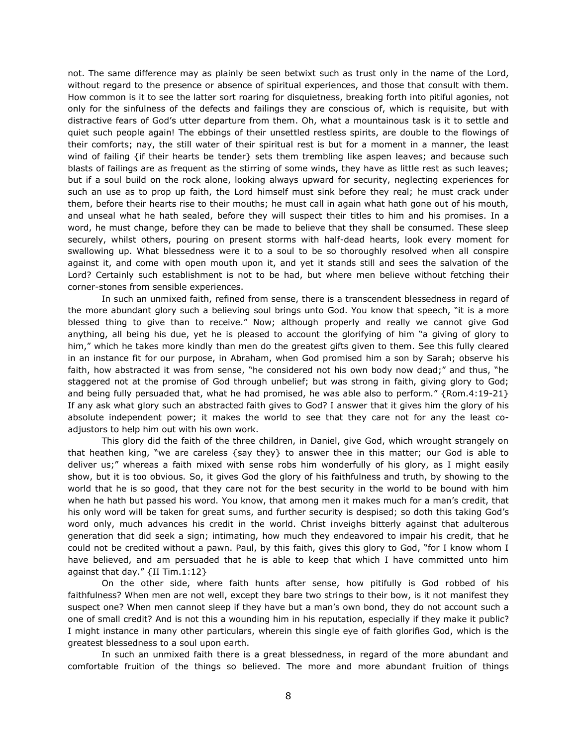not. The same difference may as plainly be seen betwixt such as trust only in the name of the Lord, without regard to the presence or absence of spiritual experiences, and those that consult with them. How common is it to see the latter sort roaring for disquietness, breaking forth into pitiful agonies, not only for the sinfulness of the defects and failings they are conscious of, which is requisite, but with distractive fears of God's utter departure from them. Oh, what a mountainous task is it to settle and quiet such people again! The ebbings of their unsettled restless spirits, are double to the flowings of their comforts; nay, the still water of their spiritual rest is but for a moment in a manner, the least wind of failing {if their hearts be tender} sets them trembling like aspen leaves; and because such blasts of failings are as frequent as the stirring of some winds, they have as little rest as such leaves; but if a soul build on the rock alone, looking always upward for security, neglecting experiences for such an use as to prop up faith, the Lord himself must sink before they real; he must crack under them, before their hearts rise to their mouths; he must call in again what hath gone out of his mouth, and unseal what he hath sealed, before they will suspect their titles to him and his promises. In a word, he must change, before they can be made to believe that they shall be consumed. These sleep securely, whilst others, pouring on present storms with half-dead hearts, look every moment for swallowing up. What blessedness were it to a soul to be so thoroughly resolved when all conspire against it, and come with open mouth upon it, and yet it stands still and sees the salvation of the Lord? Certainly such establishment is not to be had, but where men believe without fetching their corner-stones from sensible experiences.

In such an unmixed faith, refined from sense, there is a transcendent blessedness in regard of the more abundant glory such a believing soul brings unto God. You know that speech, "it is a more blessed thing to give than to receive." Now; although properly and really we cannot give God anything, all being his due, yet he is pleased to account the glorifying of him "a giving of glory to him," which he takes more kindly than men do the greatest gifts given to them. See this fully cleared in an instance fit for our purpose, in Abraham, when God promised him a son by Sarah; observe his faith, how abstracted it was from sense, "he considered not his own body now dead;" and thus, "he staggered not at the promise of God through unbelief; but was strong in faith, giving glory to God; and being fully persuaded that, what he had promised, he was able also to perform." {Rom.4:19-21} If any ask what glory such an abstracted faith gives to God? I answer that it gives him the glory of his absolute independent power; it makes the world to see that they care not for any the least co-adjustors to help him out with his own work.

This glory did the faith of the three children, in Daniel, give God, which wrought strangely on that heathen king, "we are careless {say they} to answer thee in this matter; our God is able to deliver us;" whereas a faith mixed with sense robs him wonderfully of his glory, as I might easily show, but it is too obvious. So, it gives God the glory of his faithfulness and truth, by showing to the world that he is so good, that they care not for the best security in the world to be bound with him when he hath but passed his word. You know, that among men it makes much for a man's credit, that his only word will be taken for great sums, and further security is despised; so doth this taking God's word only, much advances his credit in the world. Christ inveighs bitterly against that adulterous generation that did seek a sign; intimating, how much they endeavored to impair his credit, that he could not be credited without a pawn. Paul, by this faith, gives this glory to God, "for I know whom I have believed, and am persuaded that he is able to keep that which I have committed unto him against that day." {II Tim.1:12}

On the other side, where faith hunts after sense, how pitifully is God robbed of his faithfulness? When men are not well, except they bare two strings to their bow, is it not manifest they suspect one? When men cannot sleep if they have but a man's own bond, they do not account such a one of small credit? And is not this a wounding him in his reputation, especially if they make it public? I might instance in many other particulars, wherein this single eye of faith glorifies God, which is the greatest blessedness to a soul upon earth.

In such an unmixed faith there is a great blessedness, in regard of the more abundant and comfortable fruition of the things so believed. The more and more abundant fruition of things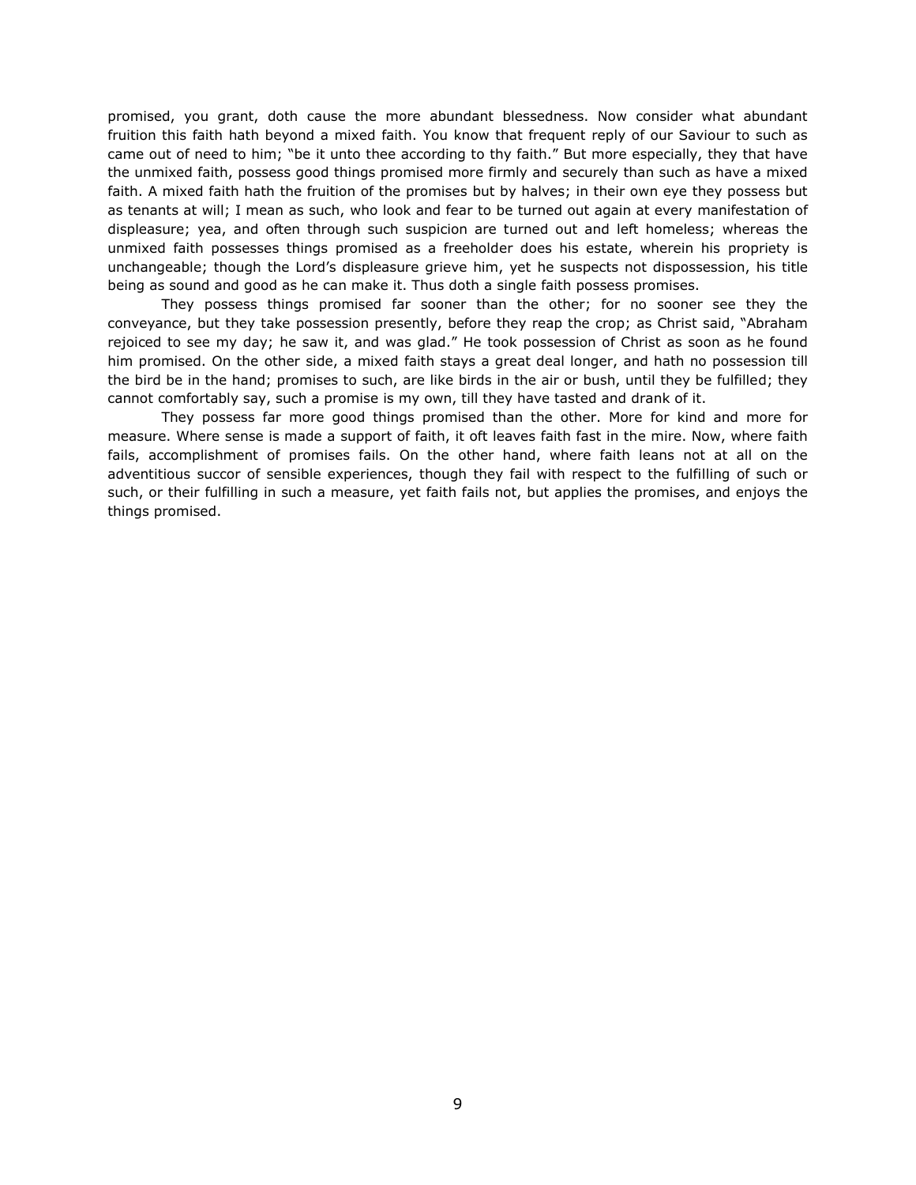promised, you grant, doth cause the more abundant blessedness. Now consider what abundant fruition this faith hath beyond a mixed faith. You know that frequent reply of our Saviour to such as came out of need to him; "be it unto thee according to thy faith." But more especially, they that have the unmixed faith, possess good things promised more firmly and securely than such as have a mixed faith. A mixed faith hath the fruition of the promises but by halves; in their own eye they possess but as tenants at will; I mean as such, who look and fear to be turned out again at every manifestation of displeasure; yea, and often through such suspicion are turned out and left homeless; whereas the unmixed faith possesses things promised as a freeholder does his estate, wherein his propriety is unchangeable; though the Lord's displeasure grieve him, yet he suspects not dispossession, his title being as sound and good as he can make it. Thus doth a single faith possess promises.

They possess things promised far sooner than the other; for no sooner see they the conveyance, but they take possession presently, before they reap the crop; as Christ said, "Abraham rejoiced to see my day; he saw it, and was glad." He took possession of Christ as soon as he found him promised. On the other side, a mixed faith stays a great deal longer, and hath no possession till the bird be in the hand; promises to such, are like birds in the air or bush, until they be fulfilled; they cannot comfortably say, such a promise is my own, till they have tasted and drank of it.

They possess far more good things promised than the other. More for kind and more for measure. Where sense is made a support of faith, it oft leaves faith fast in the mire. Now, where faith fails, accomplishment of promises fails. On the other hand, where faith leans not at all on the adventitious succor of sensible experiences, though they fail with respect to the fulfilling of such or such, or their fulfilling in such a measure, yet faith fails not, but applies the promises, and enjoys the things promised.